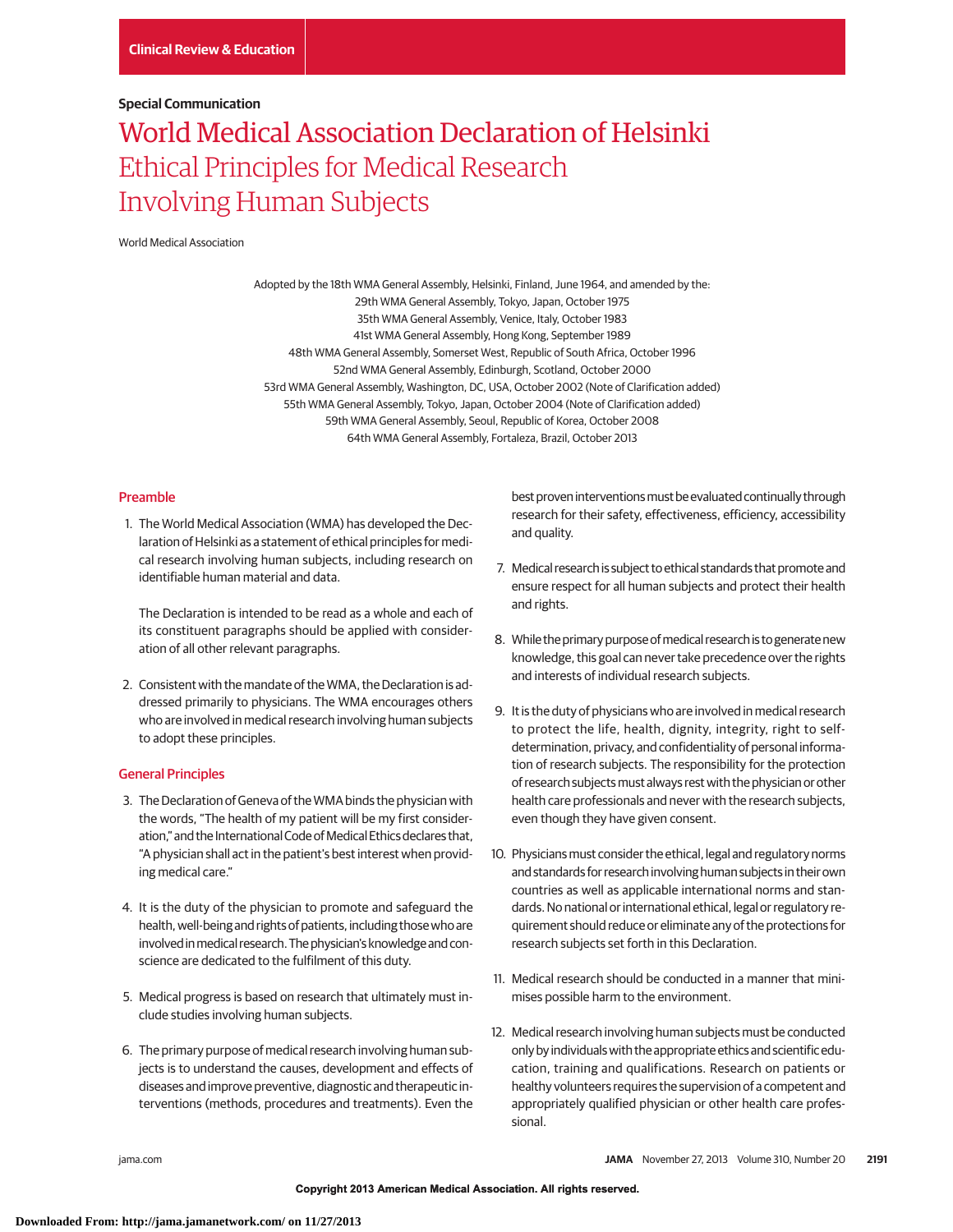Clinical Review & Education

**Special Communication**

# World Medical Association Declaration of Helsinki
## Ethical Principles for Medical Research Involving Human Subjects

World Medical Association

Adopted by the 18th WMA General Assembly, Helsinki, Finland, June 1964, and amended by the:
29th WMA General Assembly, Tokyo, Japan, October 1975
35th WMA General Assembly, Venice, Italy, October 1983
41st WMA General Assembly, Hong Kong, September 1989
48th WMA General Assembly, Somerset West, Republic of South Africa, October 1996
52nd WMA General Assembly, Edinburgh, Scotland, October 2000
53rd WMA General Assembly, Washington, DC, USA, October 2002 (Note of Clarification added)
55th WMA General Assembly, Tokyo, Japan, October 2004 (Note of Clarification added)
59th WMA General Assembly, Seoul, Republic of Korea, October 2008
64th WMA General Assembly, Fortaleza, Brazil, October 2013

## Preamble

1. The World Medical Association (WMA) has developed the Declaration of Helsinki as a statement of ethical principles for medical research involving human subjects, including research on identifiable human material and data.

   The Declaration is intended to be read as a whole and each of its constituent paragraphs should be applied with consideration of all other relevant paragraphs.

2. Consistent with the mandate of the WMA, the Declaration is addressed primarily to physicians. The WMA encourages others who are involved in medical research involving human subjects to adopt these principles.

## General Principles

3. The Declaration of Geneva of the WMA binds the physician with the words, "The health of my patient will be my first consideration," and the International Code of Medical Ethics declares that, "A physician shall act in the patient's best interest when providing medical care."

4. It is the duty of the physician to promote and safeguard the health, well-being and rights of patients, including those who are involved in medical research. The physician's knowledge and conscience are dedicated to the fulfilment of this duty.

5. Medical progress is based on research that ultimately must include studies involving human subjects.

6. The primary purpose of medical research involving human subjects is to understand the causes, development and effects of diseases and improve preventive, diagnostic and therapeutic interventions (methods, procedures and treatments). Even the best proven interventions must be evaluated continually through research for their safety, effectiveness, efficiency, accessibility and quality.

7. Medical research is subject to ethical standards that promote and ensure respect for all human subjects and protect their health and rights.

8. While the primary purpose of medical research is to generate new knowledge, this goal can never take precedence over the rights and interests of individual research subjects.

9. It is the duty of physicians who are involved in medical research to protect the life, health, dignity, integrity, right to self-determination, privacy, and confidentiality of personal information of research subjects. The responsibility for the protection of research subjects must always rest with the physician or other health care professionals and never with the research subjects, even though they have given consent.

10. Physicians must consider the ethical, legal and regulatory norms and standards for research involving human subjects in their own countries as well as applicable international norms and standards. No national or international ethical, legal or regulatory requirement should reduce or eliminate any of the protections for research subjects set forth in this Declaration.

11. Medical research should be conducted in a manner that minimises possible harm to the environment.

12. Medical research involving human subjects must be conducted only by individuals with the appropriate ethics and scientific education, training and qualifications. Research on patients or healthy volunteers requires the supervision of a competent and appropriately qualified physician or other health care professional.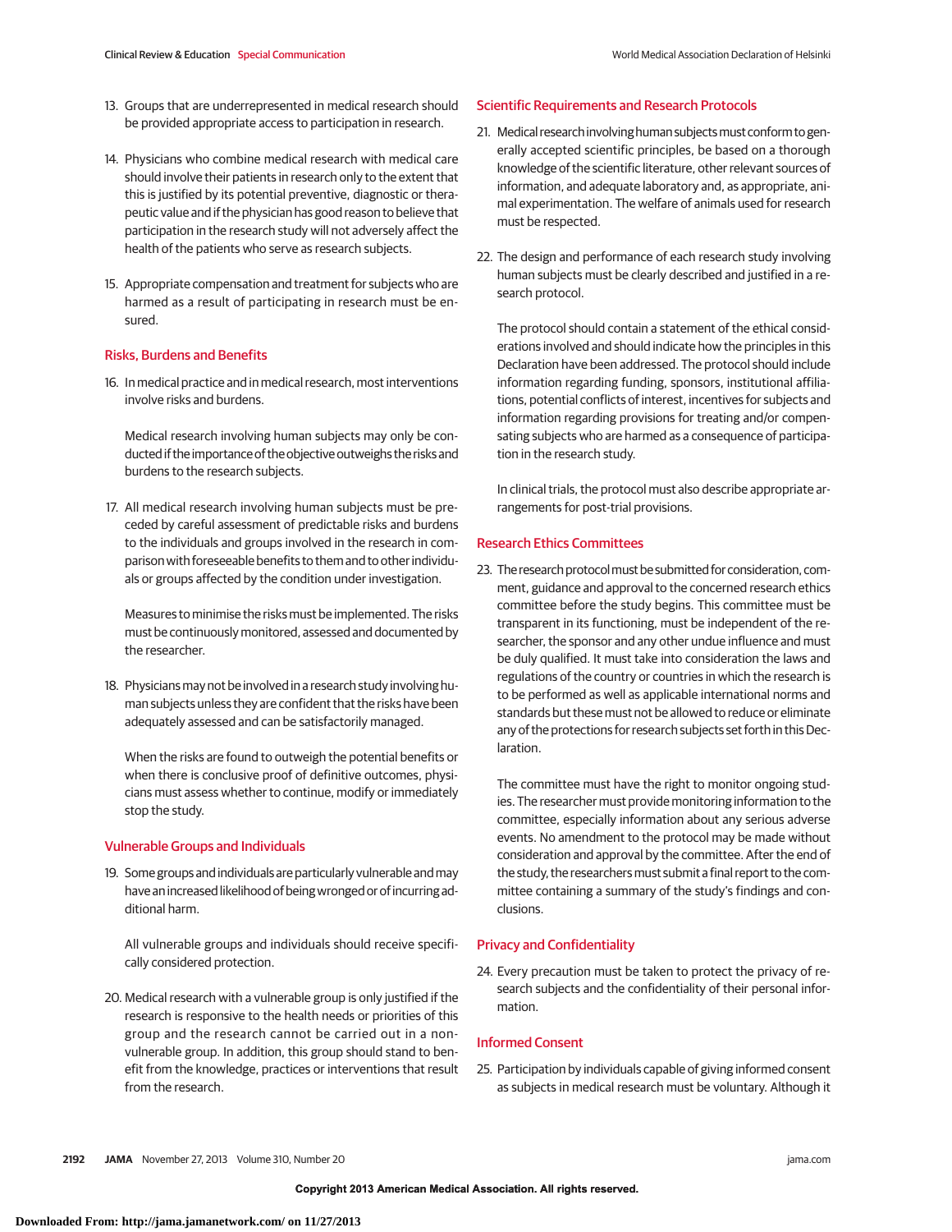13. Groups that are underrepresented in medical research should be provided appropriate access to participation in research.

14. Physicians who combine medical research with medical care should involve their patients in research only to the extent that this is justified by its potential preventive, diagnostic or therapeutic value and if the physician has good reason to believe that participation in the research study will not adversely affect the health of the patients who serve as research subjects.

15. Appropriate compensation and treatment for subjects who are harmed as a result of participating in research must be ensured.

## Risks, Burdens and Benefits

16. In medical practice and in medical research, most interventions involve risks and burdens.

    Medical research involving human subjects may only be conducted if the importance of the objective outweighs the risks and burdens to the research subjects.

17. All medical research involving human subjects must be preceded by careful assessment of predictable risks and burdens to the individuals and groups involved in the research in comparison with foreseeable benefits to them and to other individuals or groups affected by the condition under investigation.

    Measures to minimise the risks must be implemented. The risks must be continuously monitored, assessed and documented by the researcher.

18. Physicians may not be involved in a research study involving human subjects unless they are confident that the risks have been adequately assessed and can be satisfactorily managed.

    When the risks are found to outweigh the potential benefits or when there is conclusive proof of definitive outcomes, physicians must assess whether to continue, modify or immediately stop the study.

## Vulnerable Groups and Individuals

19. Some groups and individuals are particularly vulnerable and may have an increased likelihood of being wronged or of incurring additional harm.

    All vulnerable groups and individuals should receive specifically considered protection.

20. Medical research with a vulnerable group is only justified if the research is responsive to the health needs or priorities of this group and the research cannot be carried out in a non-vulnerable group. In addition, this group should stand to benefit from the knowledge, practices or interventions that result from the research.

## Scientific Requirements and Research Protocols

21. Medical research involving human subjects must conform to generally accepted scientific principles, be based on a thorough knowledge of the scientific literature, other relevant sources of information, and adequate laboratory and, as appropriate, animal experimentation. The welfare of animals used for research must be respected.

22. The design and performance of each research study involving human subjects must be clearly described and justified in a research protocol.

    The protocol should contain a statement of the ethical considerations involved and should indicate how the principles in this Declaration have been addressed. The protocol should include information regarding funding, sponsors, institutional affiliations, potential conflicts of interest, incentives for subjects and information regarding provisions for treating and/or compensating subjects who are harmed as a consequence of participation in the research study.

    In clinical trials, the protocol must also describe appropriate arrangements for post-trial provisions.

## Research Ethics Committees

23. The research protocol must be submitted for consideration, comment, guidance and approval to the concerned research ethics committee before the study begins. This committee must be transparent in its functioning, must be independent of the researcher, the sponsor and any other undue influence and must be duly qualified. It must take into consideration the laws and regulations of the country or countries in which the research is to be performed as well as applicable international norms and standards but these must not be allowed to reduce or eliminate any of the protections for research subjects set forth in this Declaration.

    The committee must have the right to monitor ongoing studies. The researcher must provide monitoring information to the committee, especially information about any serious adverse events. No amendment to the protocol may be made without consideration and approval by the committee. After the end of the study, the researchers must submit a final report to the committee containing a summary of the study's findings and conclusions.

## Privacy and Confidentiality

24. Every precaution must be taken to protect the privacy of research subjects and the confidentiality of their personal information.

## Informed Consent

25. Participation by individuals capable of giving informed consent as subjects in medical research must be voluntary. Although it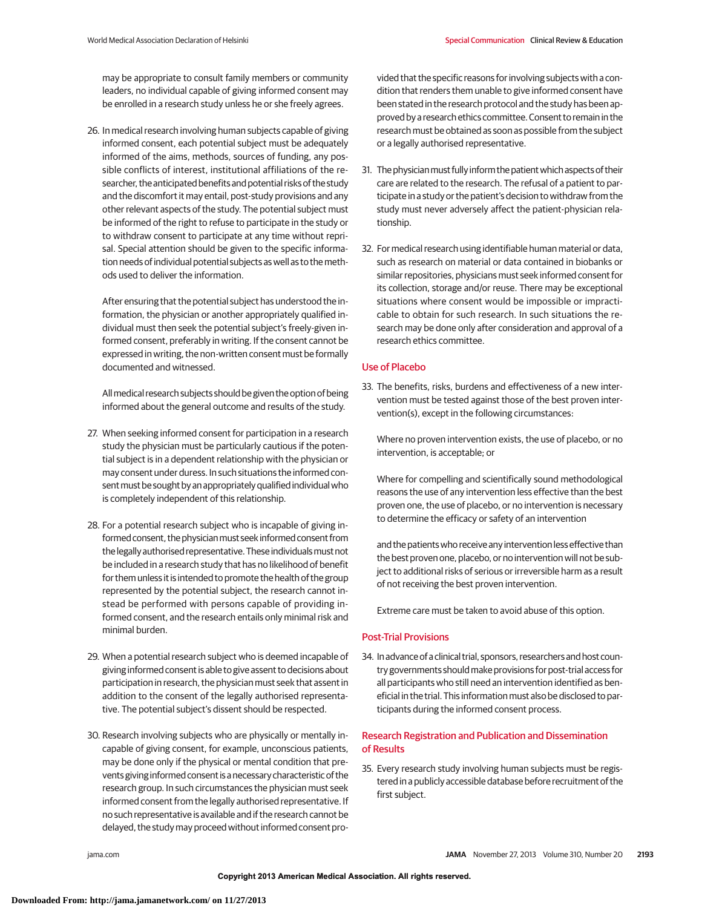may be appropriate to consult family members or community leaders, no individual capable of giving informed consent may be enrolled in a research study unless he or she freely agrees.

26. In medical research involving human subjects capable of giving informed consent, each potential subject must be adequately informed of the aims, methods, sources of funding, any possible conflicts of interest, institutional affiliations of the researcher, the anticipated benefits and potential risks of the study and the discomfort it may entail, post-study provisions and any other relevant aspects of the study. The potential subject must be informed of the right to refuse to participate in the study or to withdraw consent to participate at any time without reprisal. Special attention should be given to the specific information needs of individual potential subjects as well as to the methods used to deliver the information.

    After ensuring that the potential subject has understood the information, the physician or another appropriately qualified individual must then seek the potential subject's freely-given informed consent, preferably in writing. If the consent cannot be expressed in writing, the non-written consent must be formally documented and witnessed.

    All medical research subjects should be given the option of being informed about the general outcome and results of the study.

27. When seeking informed consent for participation in a research study the physician must be particularly cautious if the potential subject is in a dependent relationship with the physician or may consent under duress. In such situations the informed consent must be sought by an appropriately qualified individual who is completely independent of this relationship.

28. For a potential research subject who is incapable of giving informed consent, the physician must seek informed consent from the legally authorised representative. These individuals must not be included in a research study that has no likelihood of benefit for them unless it is intended to promote the health of the group represented by the potential subject, the research cannot instead be performed with persons capable of providing informed consent, and the research entails only minimal risk and minimal burden.

29. When a potential research subject who is deemed incapable of giving informed consent is able to give assent to decisions about participation in research, the physician must seek that assent in addition to the consent of the legally authorised representative. The potential subject's dissent should be respected.

30. Research involving subjects who are physically or mentally incapable of giving consent, for example, unconscious patients, may be done only if the physical or mental condition that prevents giving informed consent is a necessary characteristic of the research group. In such circumstances the physician must seek informed consent from the legally authorised representative. If no such representative is available and if the research cannot be delayed, the study may proceed without informed consent provided that the specific reasons for involving subjects with a condition that renders them unable to give informed consent have been stated in the research protocol and the study has been approved by a research ethics committee. Consent to remain in the research must be obtained as soon as possible from the subject or a legally authorised representative.

31. The physician must fully inform the patient which aspects of their care are related to the research. The refusal of a patient to participate in a study or the patient's decision to withdraw from the study must never adversely affect the patient-physician relationship.

32. For medical research using identifiable human material or data, such as research on material or data contained in biobanks or similar repositories, physicians must seek informed consent for its collection, storage and/or reuse. There may be exceptional situations where consent would be impossible or impracticable to obtain for such research. In such situations the research may be done only after consideration and approval of a research ethics committee.

## Use of Placebo

33. The benefits, risks, burdens and effectiveness of a new intervention must be tested against those of the best proven intervention(s), except in the following circumstances:

    Where no proven intervention exists, the use of placebo, or no intervention, is acceptable; or

    Where for compelling and scientifically sound methodological reasons the use of any intervention less effective than the best proven one, the use of placebo, or no intervention is necessary to determine the efficacy or safety of an intervention

    and the patients who receive any intervention less effective than the best proven one, placebo, or no intervention will not be subject to additional risks of serious or irreversible harm as a result of not receiving the best proven intervention.

    Extreme care must be taken to avoid abuse of this option.

## Post-Trial Provisions

34. In advance of a clinical trial, sponsors, researchers and host country governments should make provisions for post-trial access for all participants who still need an intervention identified as beneficial in the trial. This information must also be disclosed to participants during the informed consent process.

## Research Registration and Publication and Dissemination of Results

35. Every research study involving human subjects must be registered in a publicly accessible database before recruitment of the first subject.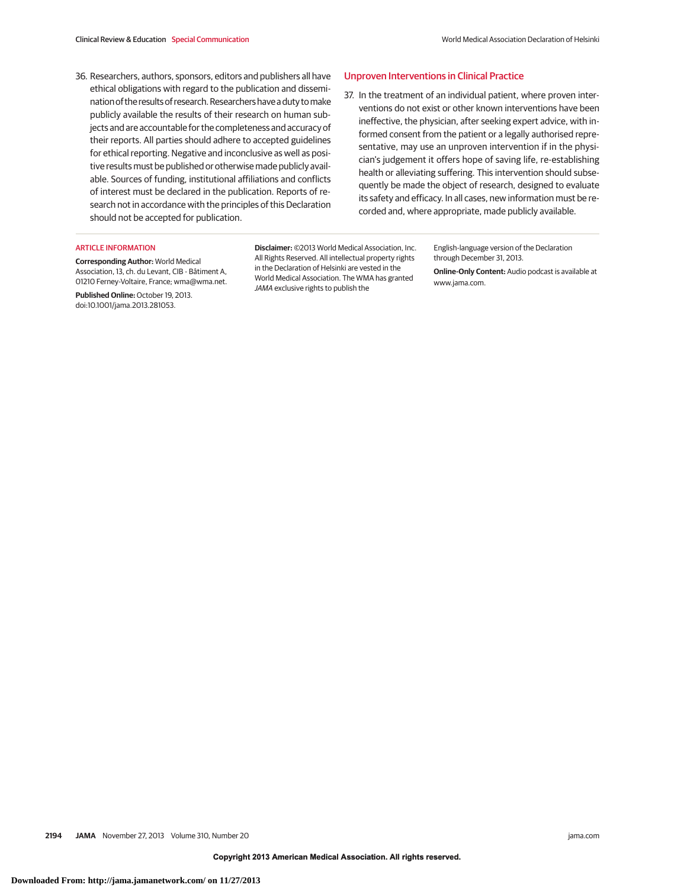36. Researchers, authors, sponsors, editors and publishers all have ethical obligations with regard to the publication and dissemination of the results of research. Researchers have a duty to make publicly available the results of their research on human subjects and are accountable for the completeness and accuracy of their reports. All parties should adhere to accepted guidelines for ethical reporting. Negative and inconclusive as well as positive results must be published or otherwise made publicly available. Sources of funding, institutional affiliations and conflicts of interest must be declared in the publication. Reports of research not in accordance with the principles of this Declaration should not be accepted for publication.

## Unproven Interventions in Clinical Practice

37. In the treatment of an individual patient, where proven interventions do not exist or other known interventions have been ineffective, the physician, after seeking expert advice, with informed consent from the patient or a legally authorised representative, may use an unproven intervention if in the physician's judgement it offers hope of saving life, re-establishing health or alleviating suffering. This intervention should subsequently be made the object of research, designed to evaluate its safety and efficacy. In all cases, new information must be recorded and, where appropriate, made publicly available.

### ARTICLE INFORMATION

**Corresponding Author:** World Medical Association, 13, ch. du Levant, CIB - Bâtiment A, 01210 Ferney-Voltaire, France; wma@wma.net.

**Published Online:** October 19, 2013. doi:10.1001/jama.2013.281053.

**Disclaimer:** ©2013 World Medical Association, Inc. All Rights Reserved. All intellectual property rights in the Declaration of Helsinki are vested in the World Medical Association. The WMA has granted *JAMA* exclusive rights to publish the English-language version of the Declaration through December 31, 2013.

**Online-Only Content:** Audio podcast is available at www.jama.com.